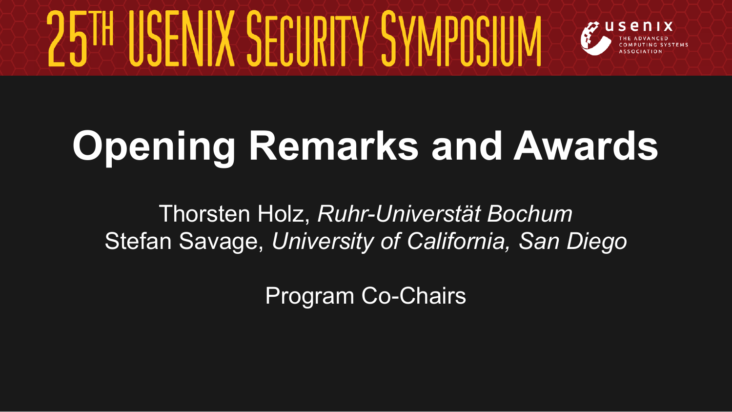# 25TH USENIX SECURITY SYMPOSIUM

usenix THE ADVANCED COMPUTING SYSTEMS ASSOCIATION

## Opening Remarks and Awards

Thorsten Holz, *Ruhr-Universtät Bochum*
Stefan Savage, *University of California, San Diego*

Program Co-Chairs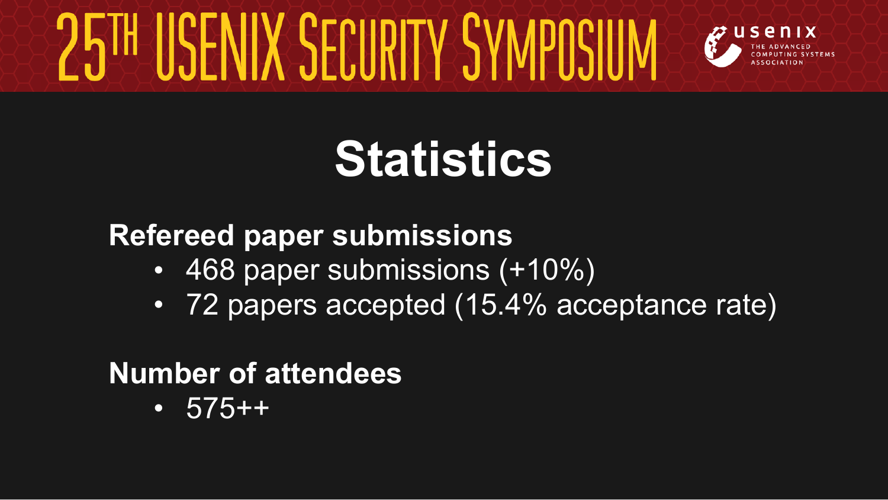# Statistics

**Refereed paper submissions**

- 468 paper submissions (+10%)
- 72 papers accepted (15.4% acceptance rate)

**Number of attendees**

- 575++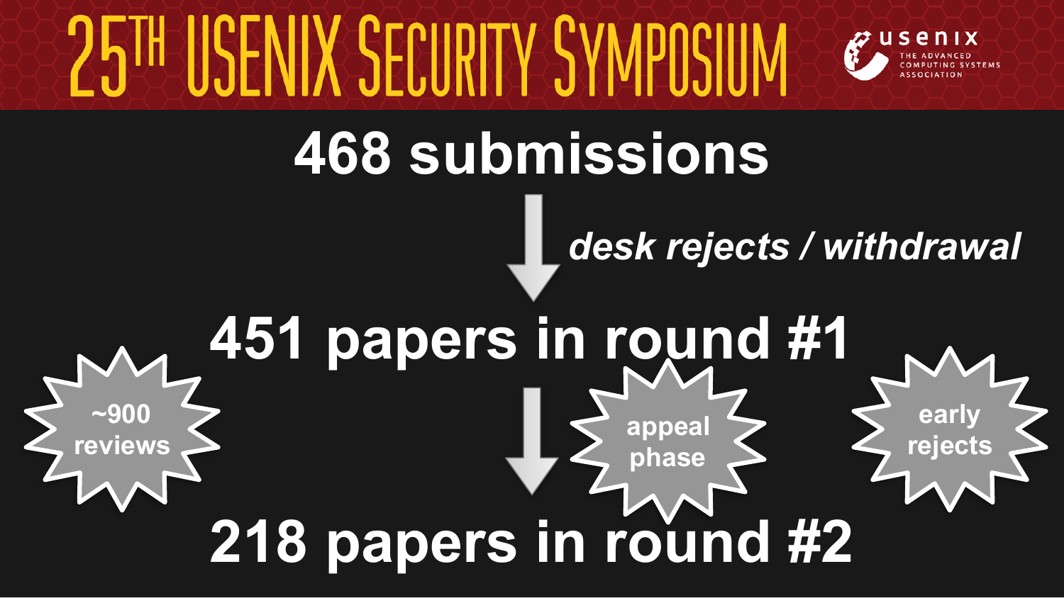# 25TH USENIX SECURITY SYMPOSIUM

usenix THE ADVANCED COMPUTING SYSTEMS ASSOCIATION

**468 submissions**

↓ *desk rejects / withdrawal*

**451 papers in round #1**

~900 reviews

↓ appeal phase

early rejects

**218 papers in round #2**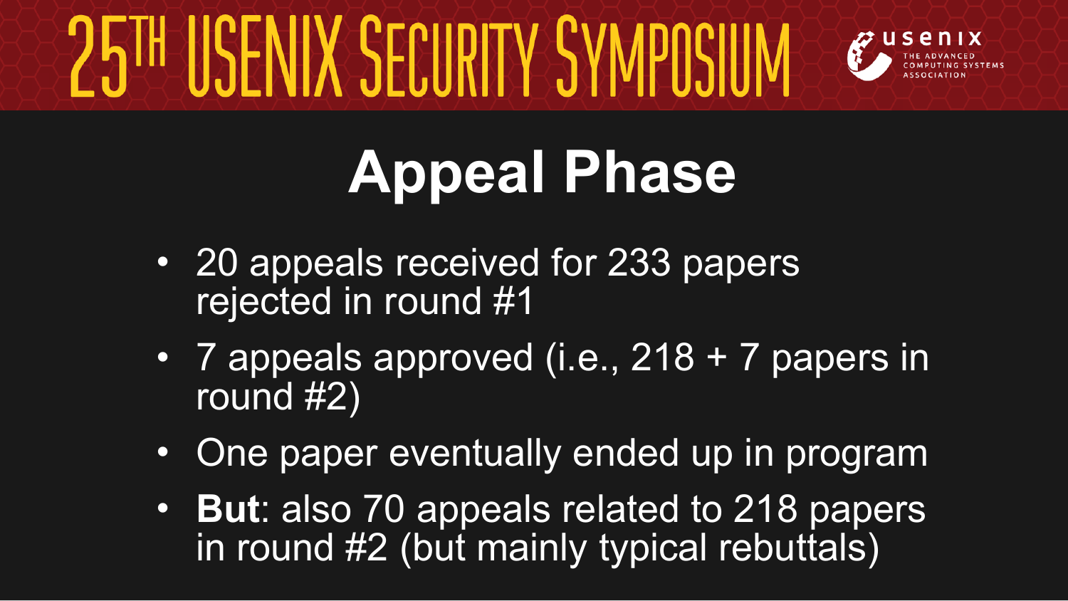# Appeal Phase

- 20 appeals received for 233 papers rejected in round #1
- 7 appeals approved (i.e., 218 + 7 papers in round #2)
- One paper eventually ended up in program
- **But**: also 70 appeals related to 218 papers in round #2 (but mainly typical rebuttals)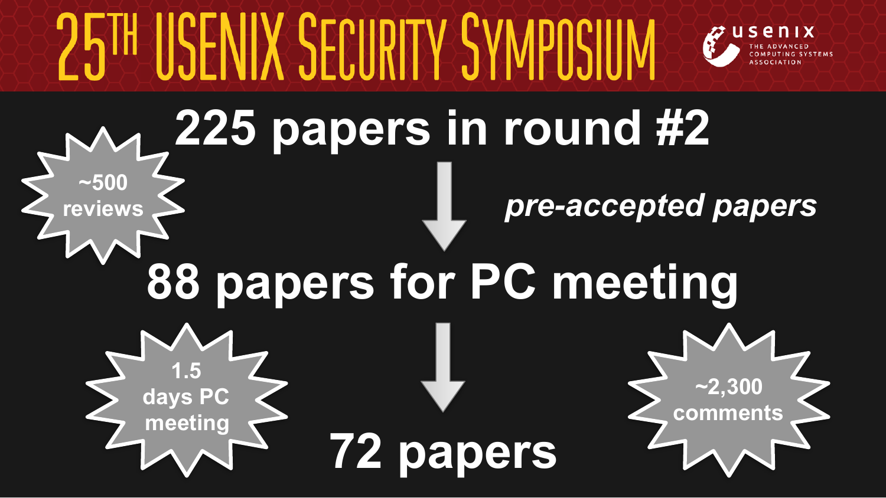# 25TH USENIX SECURITY SYMPOSIUM

usenix — THE ADVANCED COMPUTING SYSTEMS ASSOCIATION

**225 papers in round #2**

~500 reviews

↓ *pre-accepted papers*

**88 papers for PC meeting**

1.5 days PC meeting

↓

**72 papers**

~2,300 comments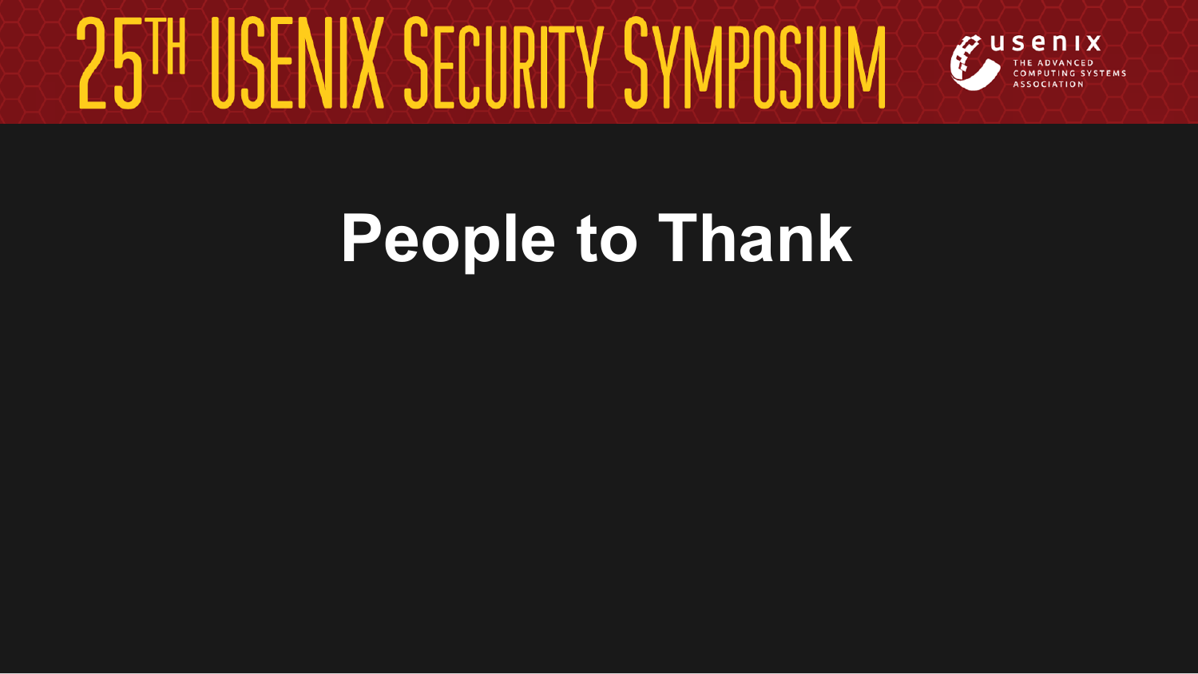# People to Thank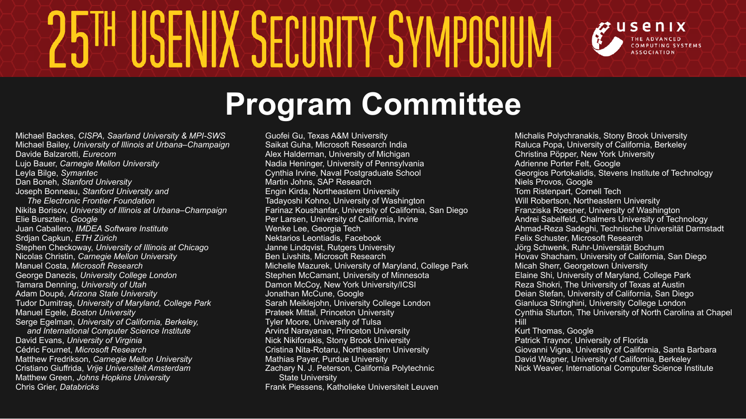# 25TH USENIX SECURITY SYMPOSIUM

usenix THE ADVANCED COMPUTING SYSTEMS ASSOCIATION

## Program Committee

Michael Backes, *CISPA, Saarland University & MPI-SWS*
Michael Bailey, *University of Illinois at Urbana–Champaign*
Davide Balzarotti, *Eurecom*
Lujo Bauer, *Carnegie Mellon University*
Leyla Bilge, *Symantec*
Dan Boneh, *Stanford University*
Joseph Bonneau, *Stanford University and The Electronic Frontier Foundation*
Nikita Borisov, *University of Illinois at Urbana–Champaign*
Elie Bursztein, *Google*
Juan Caballero, *IMDEA Software Institute*
Srdjan Capkun, *ETH Zürich*
Stephen Checkoway, *University of Illinois at Chicago*
Nicolas Christin, *Carnegie Mellon University*
Manuel Costa, *Microsoft Research*
George Danezis, *University College London*
Tamara Denning, *University of Utah*
Adam Doupé, *Arizona State University*
Tudor Dumitraș, *University of Maryland, College Park*
Manuel Egele, *Boston University*
Serge Egelman, *University of California, Berkeley, and International Computer Science Institute*
David Evans, *University of Virginia*
Cédric Fournet, *Microsoft Research*
Matthew Fredrikson, *Carnegie Mellon University*
Cristiano Giuffrida, *Vrije Universiteit Amsterdam*
Matthew Green, *Johns Hopkins University*
Chris Grier, *Databricks*
Guofei Gu, Texas A&M University
Saikat Guha, Microsoft Research India
Alex Halderman, University of Michigan
Nadia Heninger, University of Pennsylvania
Cynthia Irvine, Naval Postgraduate School
Martin Johns, SAP Research
Engin Kirda, Northeastern University
Tadayoshi Kohno, University of Washington
Farinaz Koushanfar, University of California, San Diego
Per Larsen, University of California, Irvine
Wenke Lee, Georgia Tech
Nektarios Leontiadis, Facebook
Janne Lindqvist, Rutgers University
Ben Livshits, Microsoft Research
Michelle Mazurek, University of Maryland, College Park
Stephen McCamant, University of Minnesota
Damon McCoy, New York University/ICSI
Jonathan McCune, Google
Sarah Meiklejohn, University College London
Prateek Mittal, Princeton University
Tyler Moore, University of Tulsa
Arvind Narayanan, Princeton University
Nick Nikiforakis, Stony Brook University
Cristina Nita-Rotaru, Northeastern University
Mathias Payer, Purdue University
Zachary N. J. Peterson, California Polytechnic State University
Frank Piessens, Katholieke Universiteit Leuven
Michalis Polychranakis, Stony Brook University
Raluca Popa, University of California, Berkeley
Christina Pöpper, New York University
Adrienne Porter Felt, Google
Georgios Portokalidis, Stevens Institute of Technology
Niels Provos, Google
Tom Ristenpart, Cornell Tech
Will Robertson, Northeastern University
Franziska Roesner, University of Washington
Andrei Sabelfeld, Chalmers University of Technology
Ahmad-Reza Sadeghi, Technische Universität Darmstadt
Felix Schuster, Microsoft Research
Jörg Schwenk, Ruhr-Universität Bochum
Hovav Shacham, University of California, San Diego
Micah Sherr, Georgetown University
Elaine Shi, University of Maryland, College Park
Reza Shokri, The University of Texas at Austin
Deian Stefan, University of California, San Diego
Gianluca Stringhini, University College London
Cynthia Sturton, The University of North Carolina at Chapel Hill
Kurt Thomas, Google
Patrick Traynor, University of Florida
Giovanni Vigna, University of California, Santa Barbara
David Wagner, University of California, Berkeley
Nick Weaver, International Computer Science Institute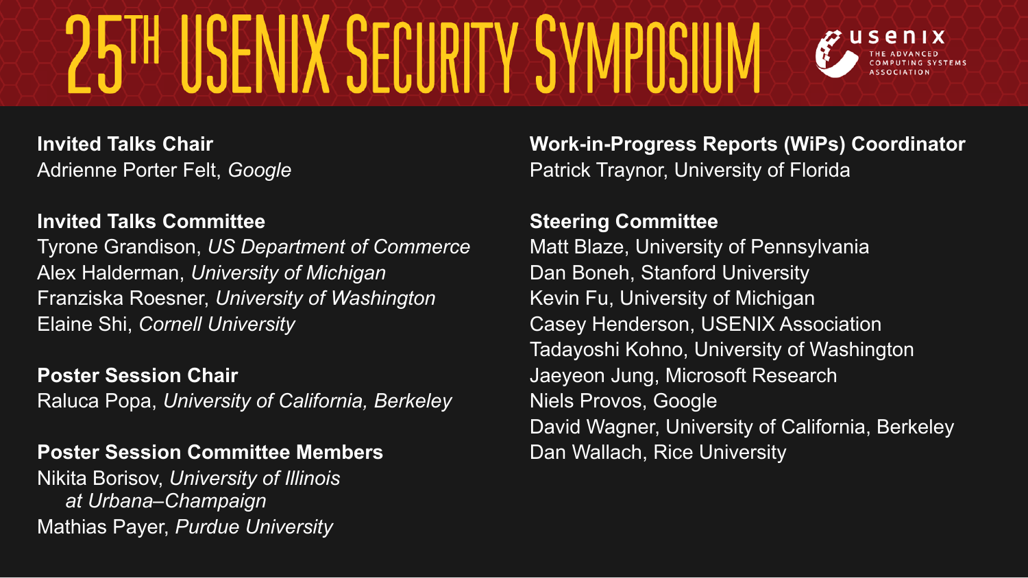# 25th USENIX Security Symposium

**Invited Talks Chair**
Adrienne Porter Felt, *Google*

**Invited Talks Committee**
Tyrone Grandison, *US Department of Commerce*
Alex Halderman, *University of Michigan*
Franziska Roesner, *University of Washington*
Elaine Shi, *Cornell University*

**Poster Session Chair**
Raluca Popa, *University of California, Berkeley*

**Poster Session Committee Members**
Nikita Borisov, *University of Illinois at Urbana–Champaign*
Mathias Payer, *Purdue University*

**Work-in-Progress Reports (WiPs) Coordinator**
Patrick Traynor, University of Florida

**Steering Committee**
Matt Blaze, University of Pennsylvania
Dan Boneh, Stanford University
Kevin Fu, University of Michigan
Casey Henderson, USENIX Association
Tadayoshi Kohno, University of Washington
Jaeyeon Jung, Microsoft Research
Niels Provos, Google
David Wagner, University of California, Berkeley
Dan Wallach, Rice University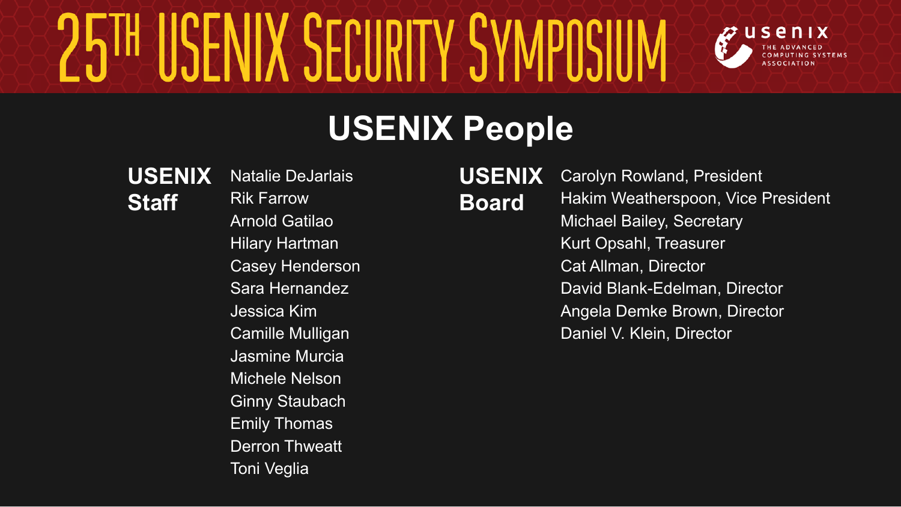# USENIX People

## USENIX Staff

- Natalie DeJarlais
- Rik Farrow
- Arnold Gatilao
- Hilary Hartman
- Casey Henderson
- Sara Hernandez
- Jessica Kim
- Camille Mulligan
- Jasmine Murcia
- Michele Nelson
- Ginny Staubach
- Emily Thomas
- Derron Thweatt
- Toni Veglia

## USENIX Board

- Carolyn Rowland, President
- Hakim Weatherspoon, Vice President
- Michael Bailey, Secretary
- Kurt Opsahl, Treasurer
- Cat Allman, Director
- David Blank-Edelman, Director
- Angela Demke Brown, Director
- Daniel V. Klein, Director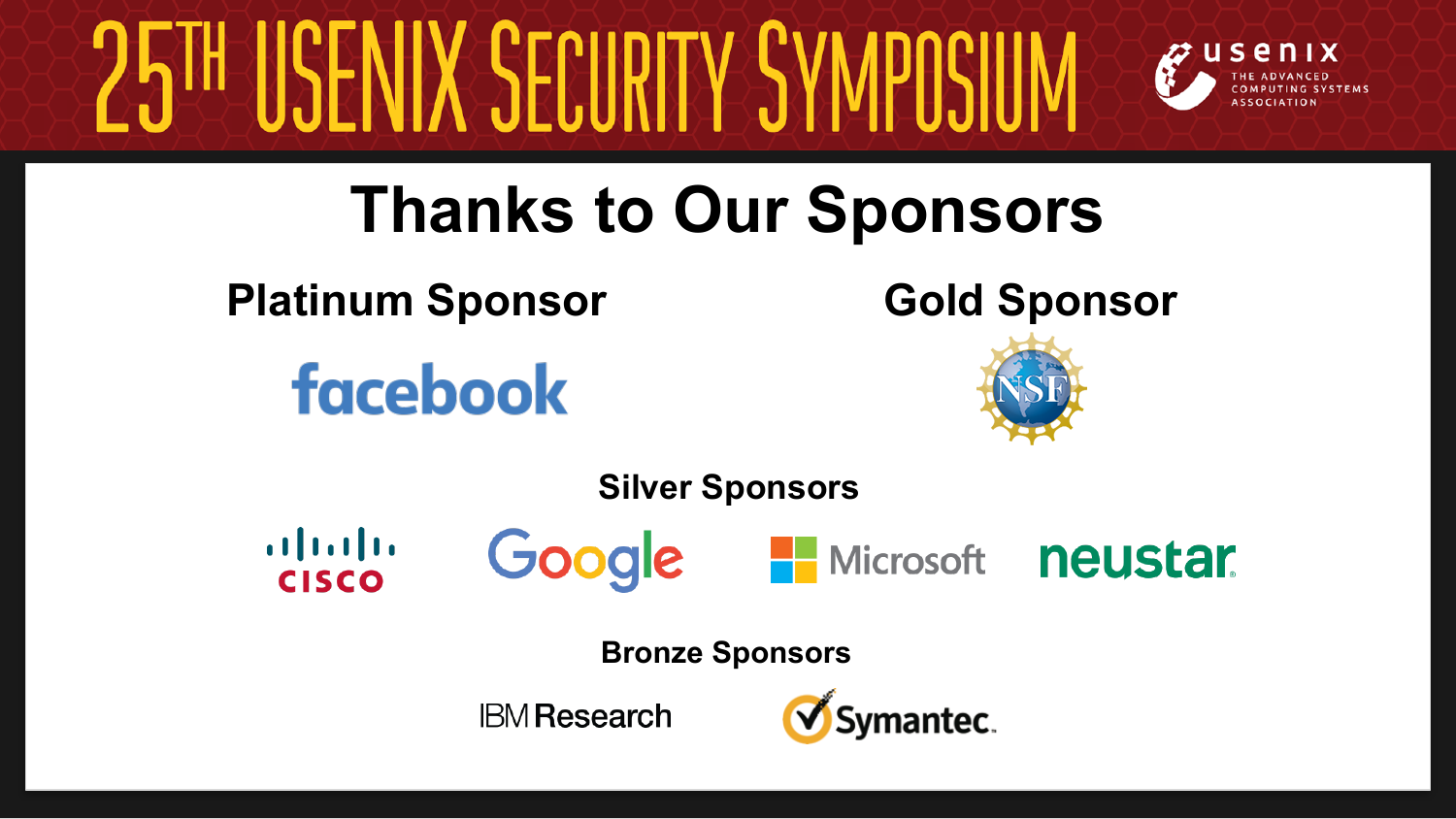# 25TH USENIX SECURITY SYMPOSIUM

usenix
THE ADVANCED COMPUTING SYSTEMS ASSOCIATION

## Thanks to Our Sponsors

### Platinum Sponsor

facebook

### Gold Sponsor

NSF

### Silver Sponsors

cisco

Google

Microsoft

neustar

### Bronze Sponsors

IBM Research

Symantec.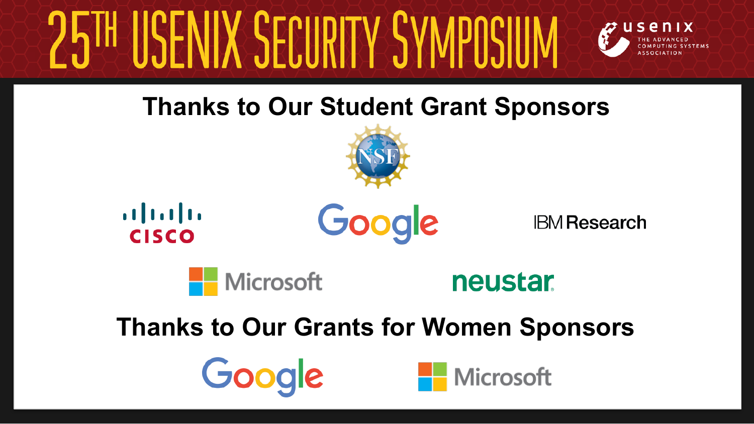# 25TH USENIX SECURITY SYMPOSIUM

usenix THE ADVANCED COMPUTING SYSTEMS ASSOCIATION

## Thanks to Our Student Grant Sponsors

NSF

CISCO

Google

IBM Research

Microsoft

neustar

## Thanks to Our Grants for Women Sponsors

Google

Microsoft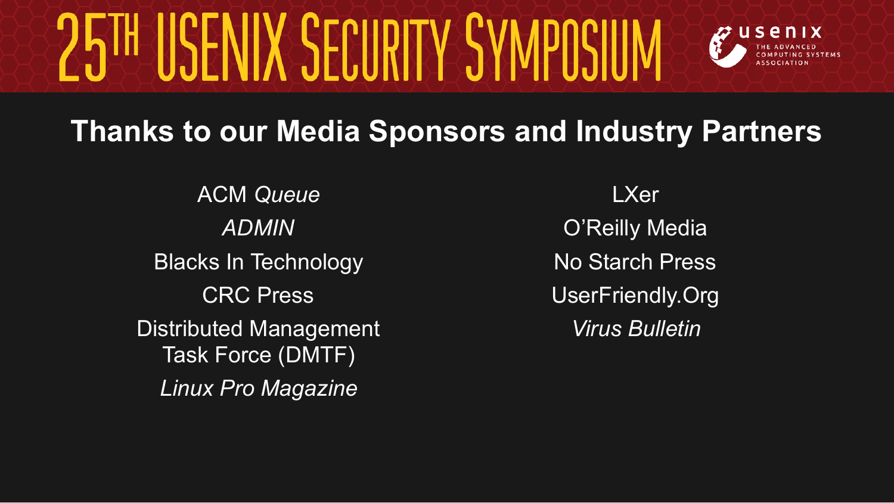# 25th USENIX Security Symposium

## Thanks to our Media Sponsors and Industry Partners

ACM *Queue*

*ADMIN*

Blacks In Technology

CRC Press

Distributed Management Task Force (DMTF)

*Linux Pro Magazine*

LXer

O'Reilly Media

No Starch Press

UserFriendly.Org

*Virus Bulletin*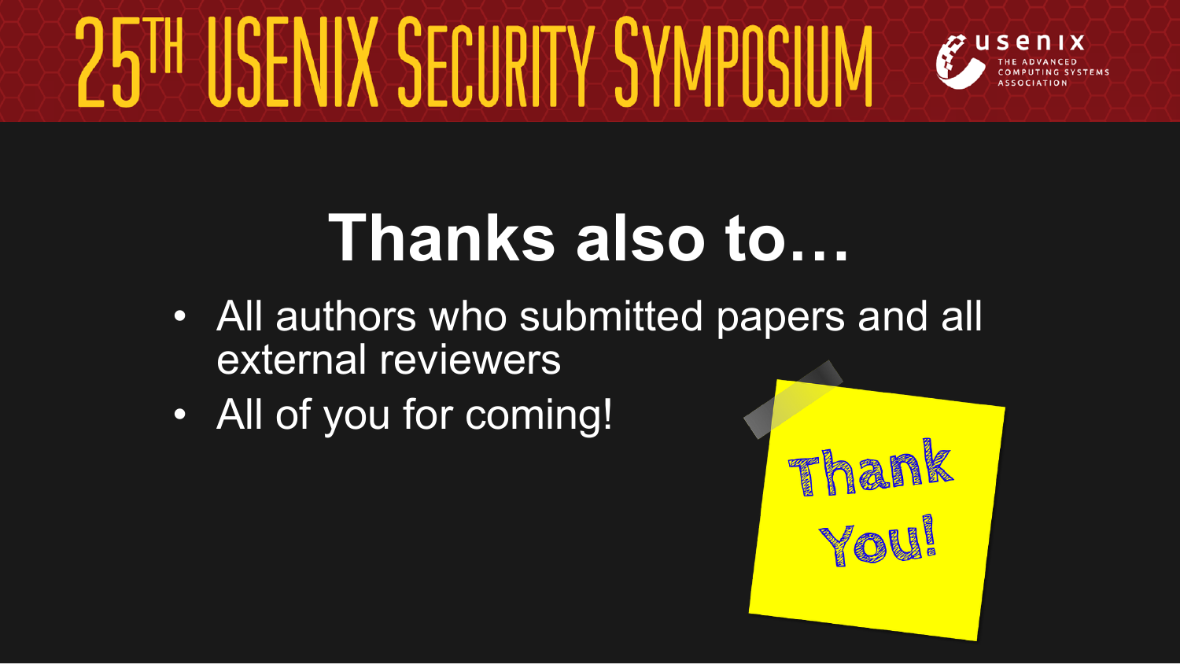# Thanks also to…

- All authors who submitted papers and all external reviewers
- All of you for coming!

Thank You!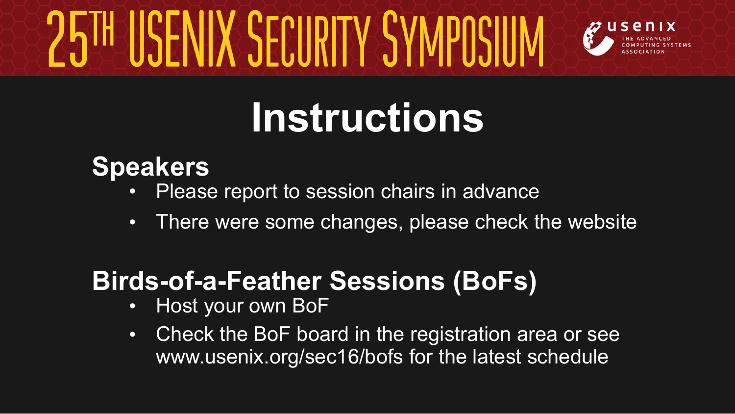# Instructions

## Speakers

- Please report to session chairs in advance
- There were some changes, please check the website

## Birds-of-a-Feather Sessions (BoFs)

- Host your own BoF
- Check the BoF board in the registration area or see www.usenix.org/sec16/bofs for the latest schedule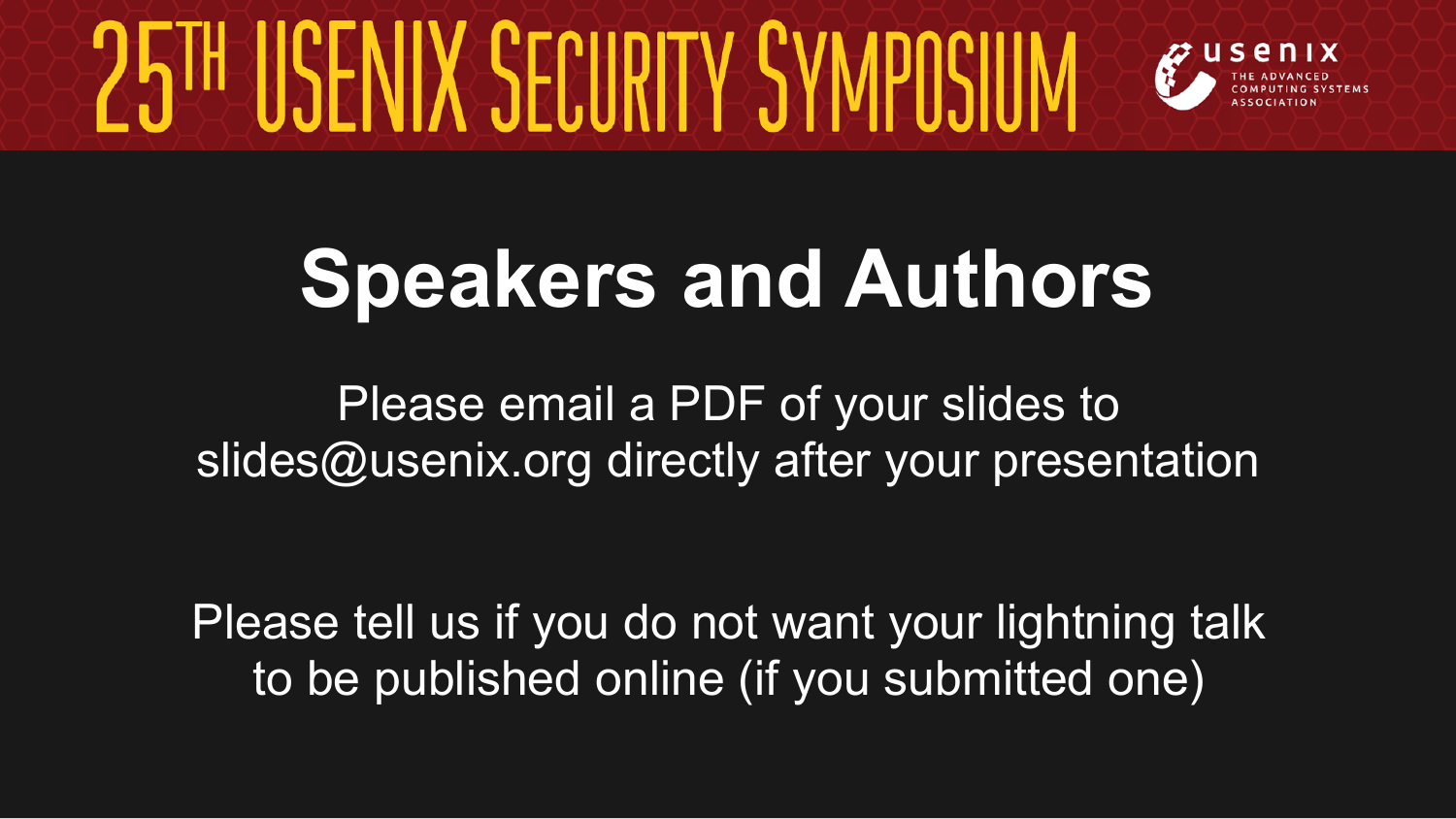# Speakers and Authors

Please email a PDF of your slides to slides@usenix.org directly after your presentation

Please tell us if you do not want your lightning talk to be published online (if you submitted one)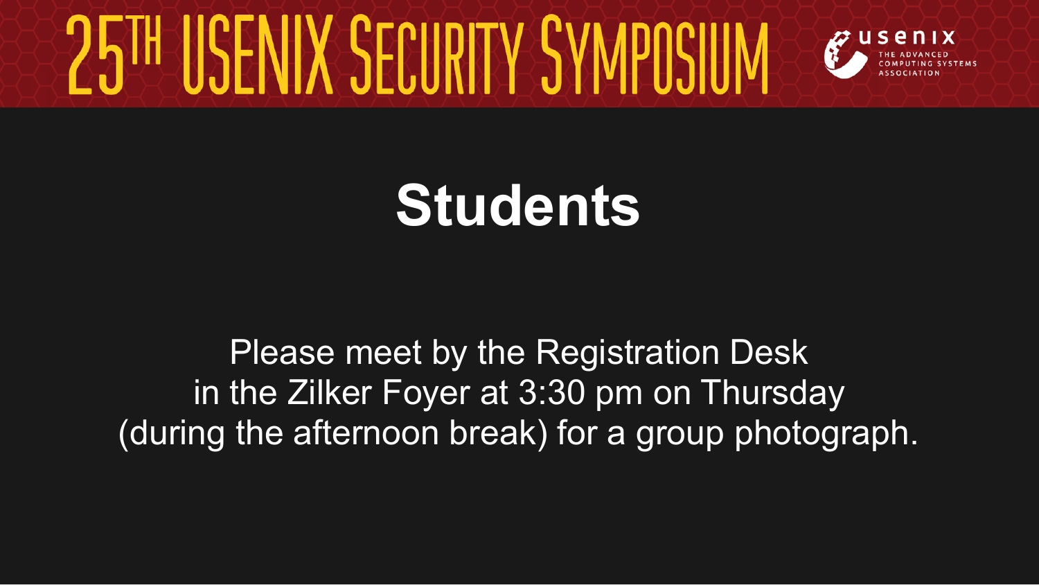# Students

Please meet by the Registration Desk in the Zilker Foyer at 3:30 pm on Thursday (during the afternoon break) for a group photograph.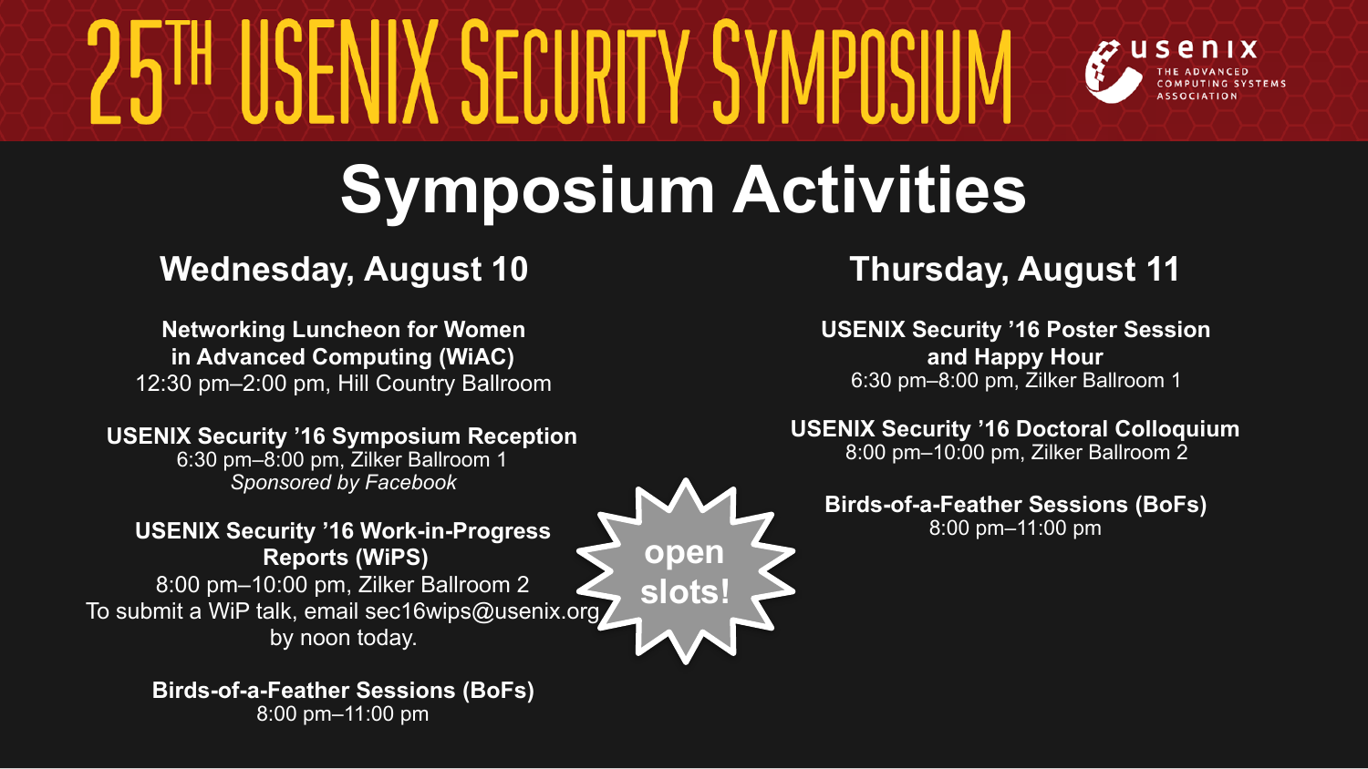# 25TH USENIX SECURITY SYMPOSIUM

usenix
THE ADVANCED COMPUTING SYSTEMS ASSOCIATION

## Symposium Activities

### Wednesday, August 10

**Networking Luncheon for Women in Advanced Computing (WiAC)**
12:30 pm–2:00 pm, Hill Country Ballroom

**USENIX Security '16 Symposium Reception**
6:30 pm–8:00 pm, Zilker Ballroom 1
*Sponsored by Facebook*

**USENIX Security '16 Work-in-Progress Reports (WiPS)**
8:00 pm–10:00 pm, Zilker Ballroom 2
To submit a WiP talk, email sec16wips@usenix.org by noon today.

**open slots!**

**Birds-of-a-Feather Sessions (BoFs)**
8:00 pm–11:00 pm

### Thursday, August 11

**USENIX Security '16 Poster Session and Happy Hour**
6:30 pm–8:00 pm, Zilker Ballroom 1

**USENIX Security '16 Doctoral Colloquium**
8:00 pm–10:00 pm, Zilker Ballroom 2

**Birds-of-a-Feather Sessions (BoFs)**
8:00 pm–11:00 pm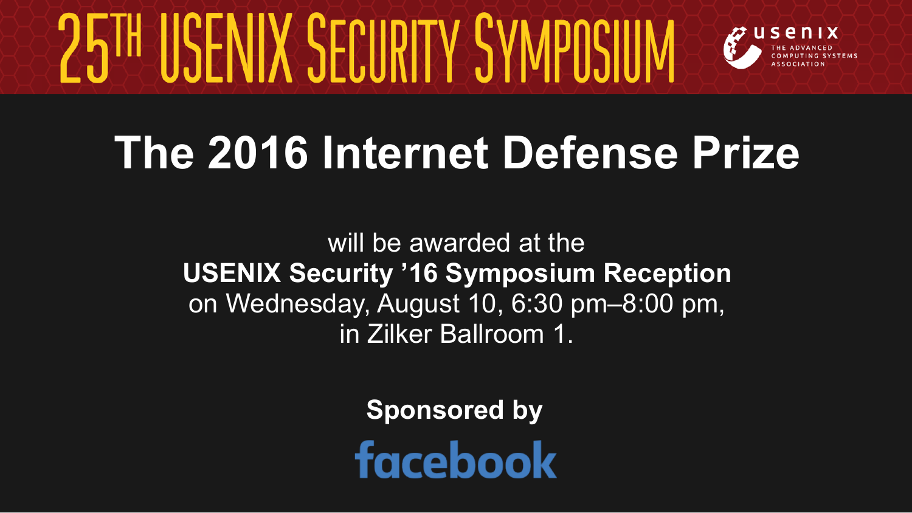# 25TH USENIX SECURITY SYMPOSIUM

usenix
THE ADVANCED COMPUTING SYSTEMS ASSOCIATION

## The 2016 Internet Defense Prize

will be awarded at the
**USENIX Security ’16 Symposium Reception**
on Wednesday, August 10, 6:30 pm–8:00 pm,
in Zilker Ballroom 1.

**Sponsored by**

facebook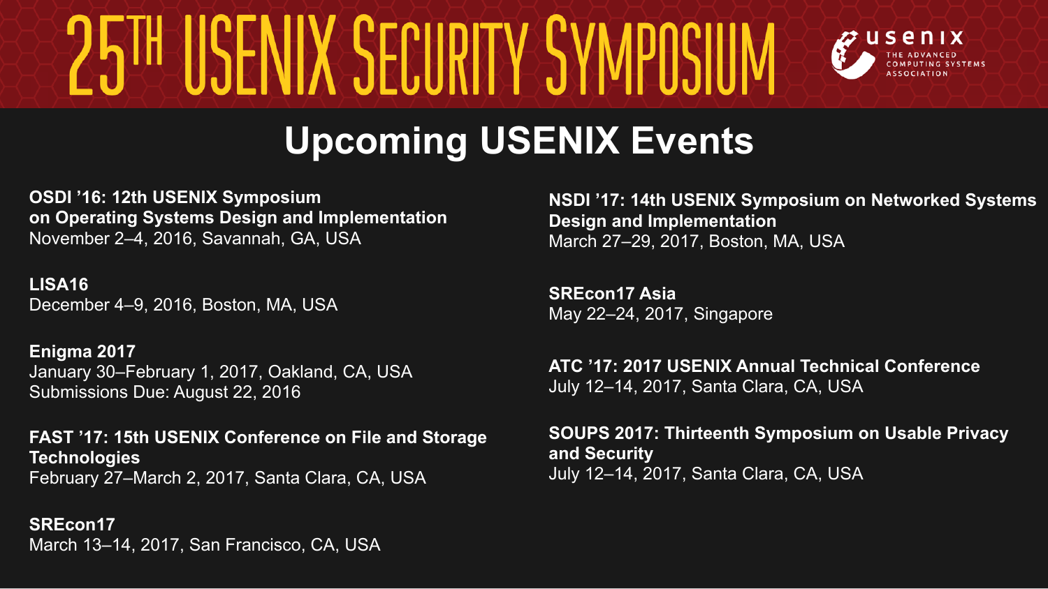# 25TH USENIX SECURITY SYMPOSIUM

## Upcoming USENIX Events

**OSDI ’16: 12th USENIX Symposium on Operating Systems Design and Implementation**
November 2–4, 2016, Savannah, GA, USA

**LISA16**
December 4–9, 2016, Boston, MA, USA

**Enigma 2017**
January 30–February 1, 2017, Oakland, CA, USA
Submissions Due: August 22, 2016

**FAST ’17: 15th USENIX Conference on File and Storage Technologies**
February 27–March 2, 2017, Santa Clara, CA, USA

**SREcon17**
March 13–14, 2017, San Francisco, CA, USA

**NSDI ’17: 14th USENIX Symposium on Networked Systems Design and Implementation**
March 27–29, 2017, Boston, MA, USA

**SREcon17 Asia**
May 22–24, 2017, Singapore

**ATC ’17: 2017 USENIX Annual Technical Conference**
July 12–14, 2017, Santa Clara, CA, USA

**SOUPS 2017: Thirteenth Symposium on Usable Privacy and Security**
July 12–14, 2017, Santa Clara, CA, USA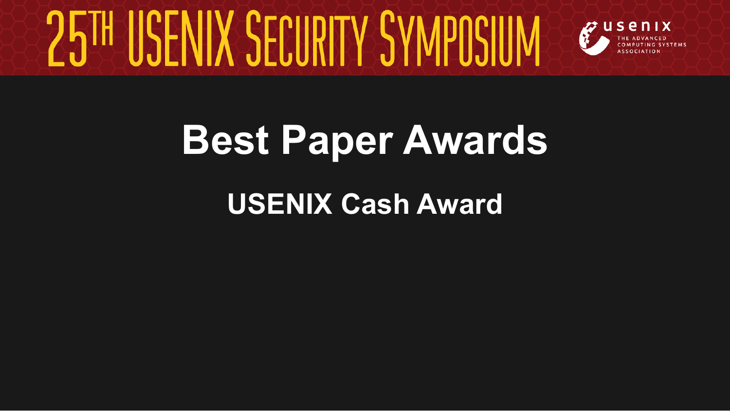# Best Paper Awards

## USENIX Cash Award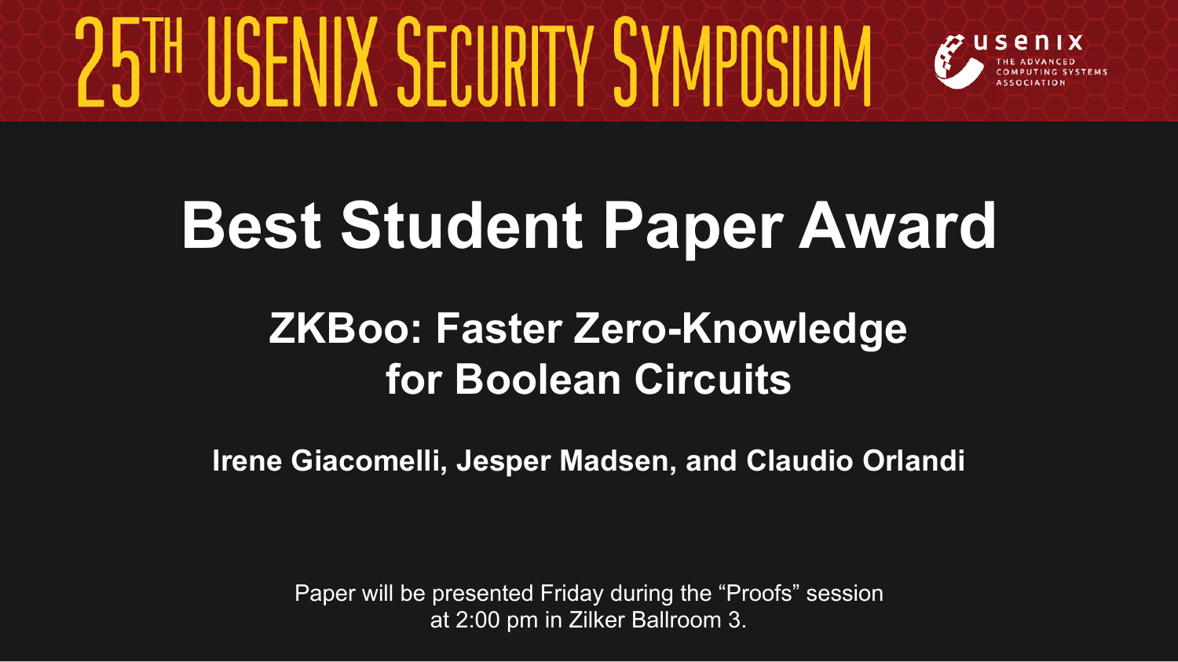# 25TH USENIX SECURITY SYMPOSIUM

usenix THE ADVANCED COMPUTING SYSTEMS ASSOCIATION

## Best Student Paper Award

### ZKBoo: Faster Zero-Knowledge for Boolean Circuits

**Irene Giacomelli, Jesper Madsen, and Claudio Orlandi**

Paper will be presented Friday during the "Proofs" session at 2:00 pm in Zilker Ballroom 3.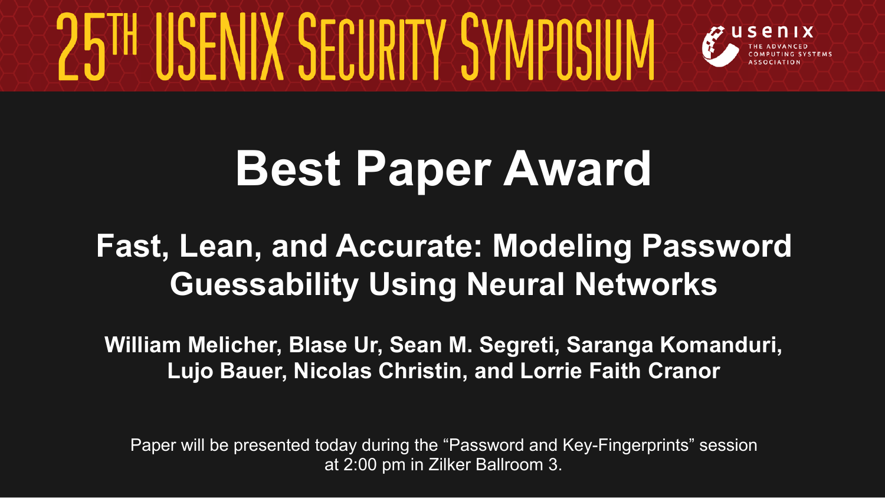# 25TH USENIX SECURITY SYMPOSIUM

usenix
THE ADVANCED COMPUTING SYSTEMS ASSOCIATION

# Best Paper Award

## Fast, Lean, and Accurate: Modeling Password Guessability Using Neural Networks

**William Melicher, Blase Ur, Sean M. Segreti, Saranga Komanduri, Lujo Bauer, Nicolas Christin, and Lorrie Faith Cranor**

Paper will be presented today during the “Password and Key-Fingerprints” session at 2:00 pm in Zilker Ballroom 3.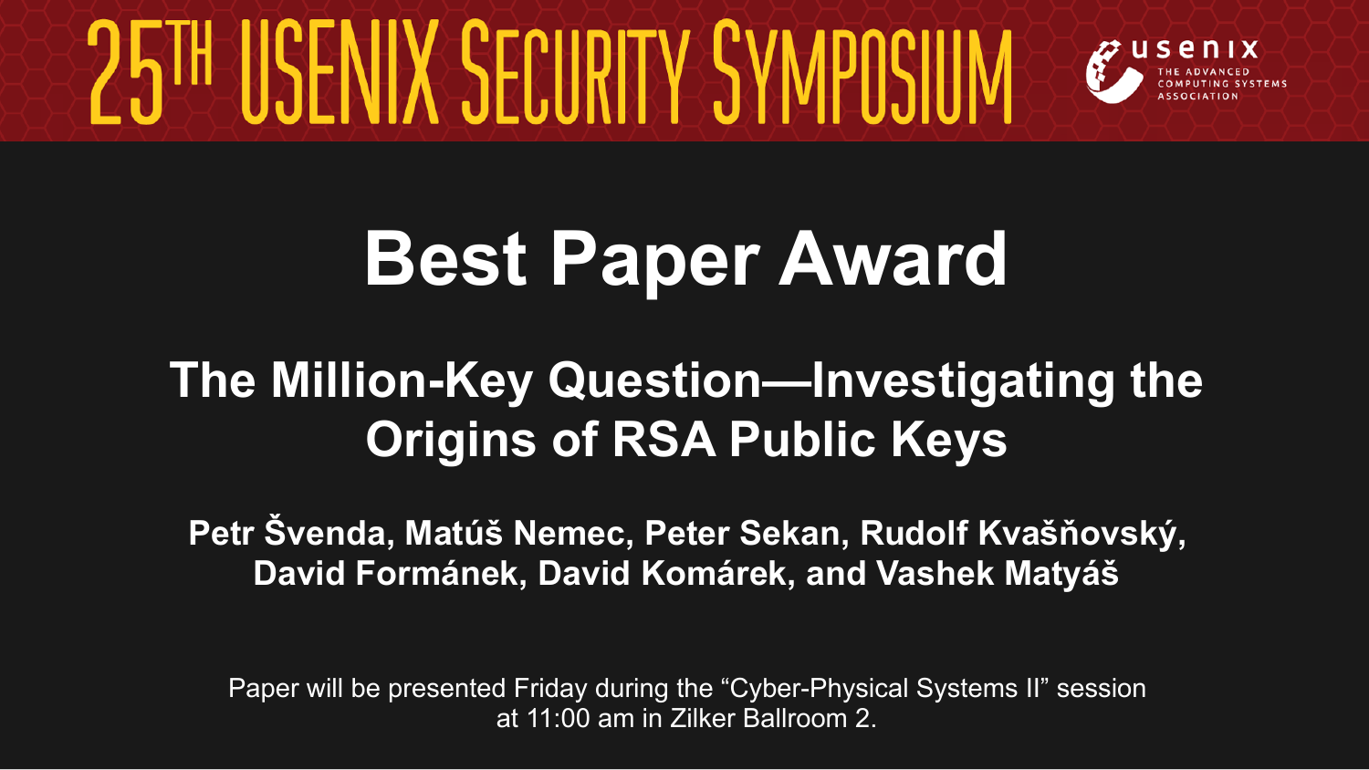# 25TH USENIX SECURITY SYMPOSIUM

usenix
THE ADVANCED COMPUTING SYSTEMS ASSOCIATION

# Best Paper Award

## The Million-Key Question—Investigating the Origins of RSA Public Keys

**Petr Švenda, Matúš Nemec, Peter Sekan, Rudolf Kvašňovský, David Formánek, David Komárek, and Vashek Matyáš**

Paper will be presented Friday during the “Cyber-Physical Systems II” session at 11:00 am in Zilker Ballroom 2.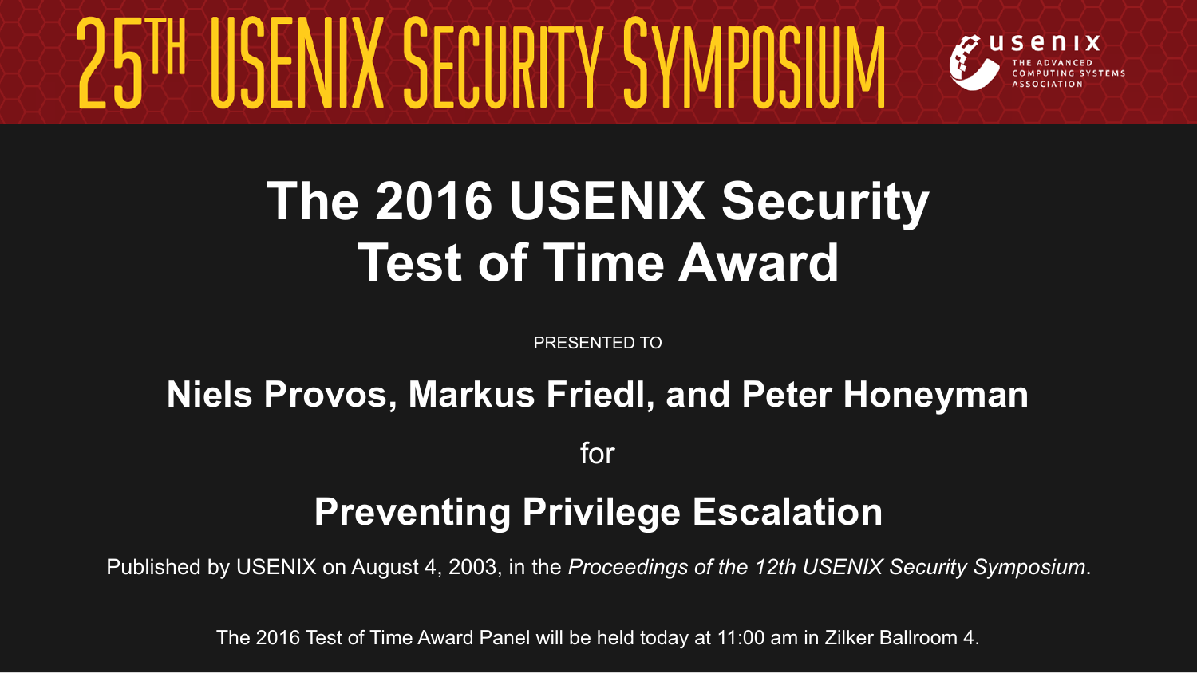# 25TH USENIX SECURITY SYMPOSIUM

usenix
THE ADVANCED COMPUTING SYSTEMS ASSOCIATION

## The 2016 USENIX Security Test of Time Award

PRESENTED TO

**Niels Provos, Markus Friedl, and Peter Honeyman**

for

**Preventing Privilege Escalation**

Published by USENIX on August 4, 2003, in the *Proceedings of the 12th USENIX Security Symposium*.

The 2016 Test of Time Award Panel will be held today at 11:00 am in Zilker Ballroom 4.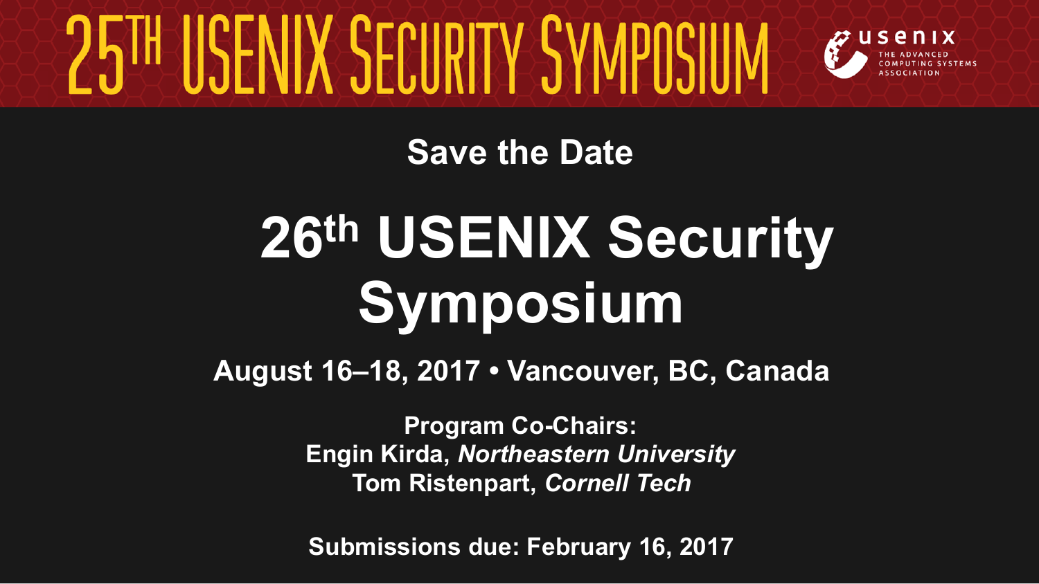# 25TH USENIX SECURITY SYMPOSIUM

**Save the Date**

# $26^{th}$ USENIX Security Symposium

**August 16–18, 2017 • Vancouver, BC, Canada**

**Program Co-Chairs:**
**Engin Kirda, *Northeastern University***
**Tom Ristenpart, *Cornell Tech***

**Submissions due: February 16, 2017**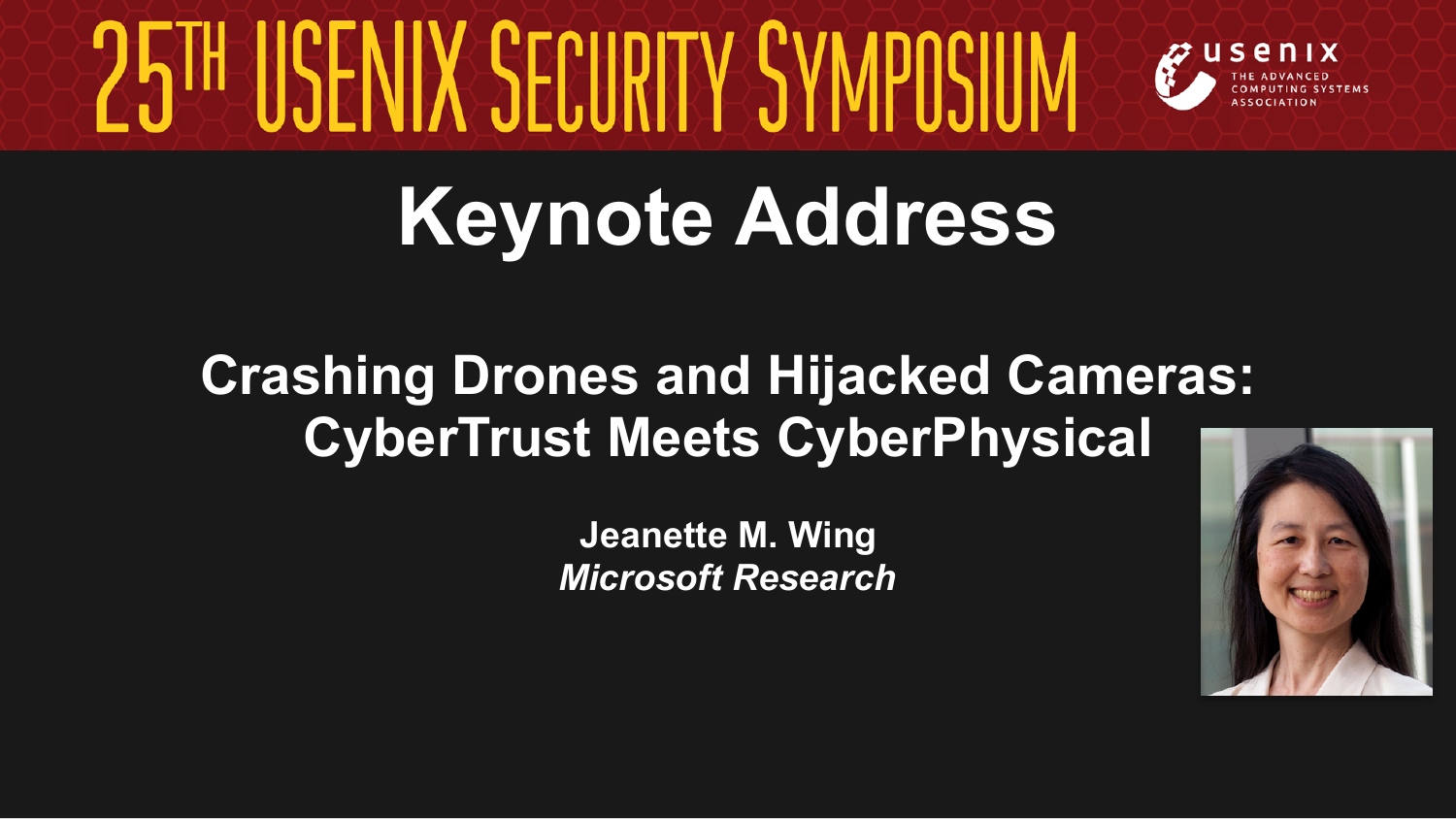# 25TH USENIX SECURITY SYMPOSIUM

usenix
THE ADVANCED COMPUTING SYSTEMS ASSOCIATION

## Keynote Address

### Crashing Drones and Hijacked Cameras: CyberTrust Meets CyberPhysical

**Jeanette M. Wing**
***Microsoft Research***